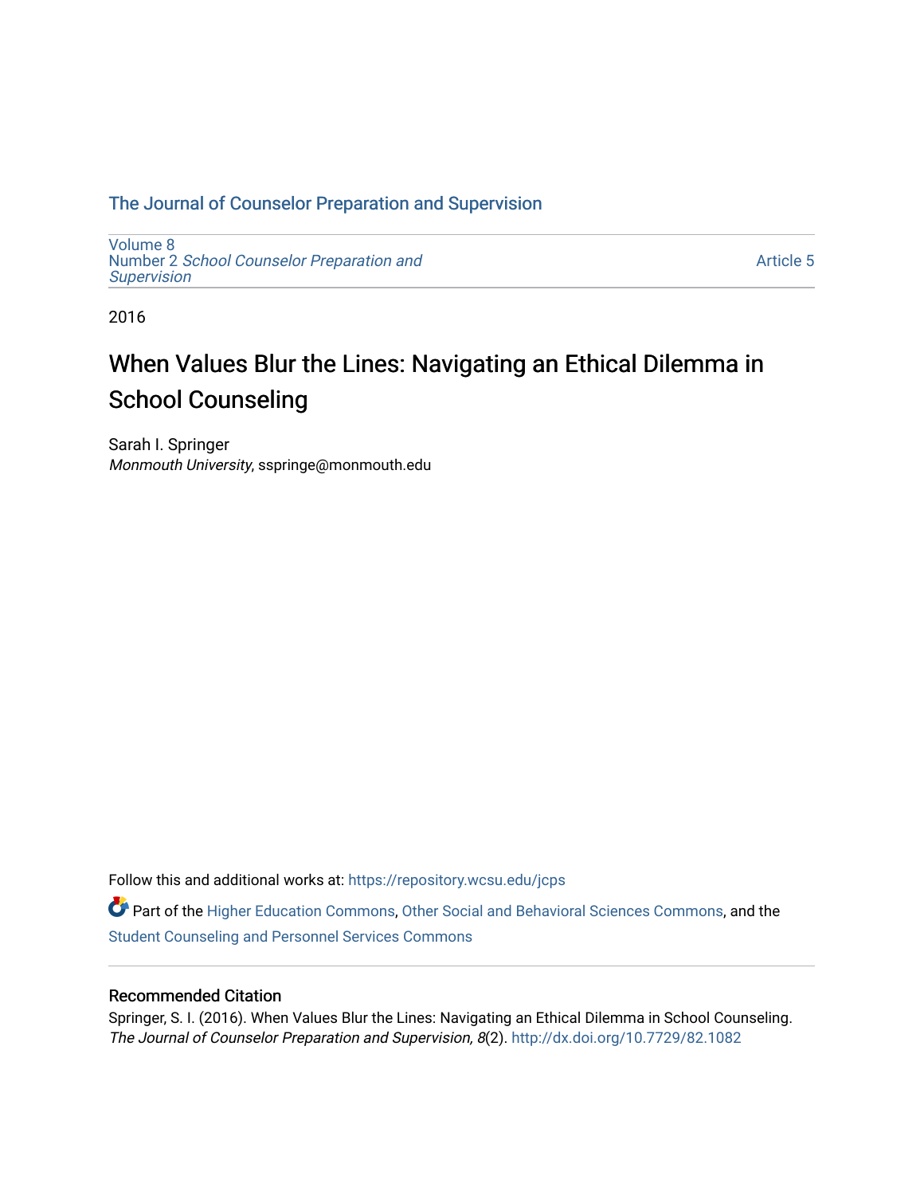The Journal of Counselor Preparation and Supervision

Volume 8
Number 2 *School Counselor Preparation and Supervision*

Article 5

2016

# When Values Blur the Lines: Navigating an Ethical Dilemma in School Counseling

Sarah I. Springer
*Monmouth University*, sspringe@monmouth.edu

Follow this and additional works at: https://repository.wcsu.edu/jcps

Part of the Higher Education Commons, Other Social and Behavioral Sciences Commons, and the Student Counseling and Personnel Services Commons

## Recommended Citation

Springer, S. I. (2016). When Values Blur the Lines: Navigating an Ethical Dilemma in School Counseling. *The Journal of Counselor Preparation and Supervision, 8*(2). http://dx.doi.org/10.7729/82.1082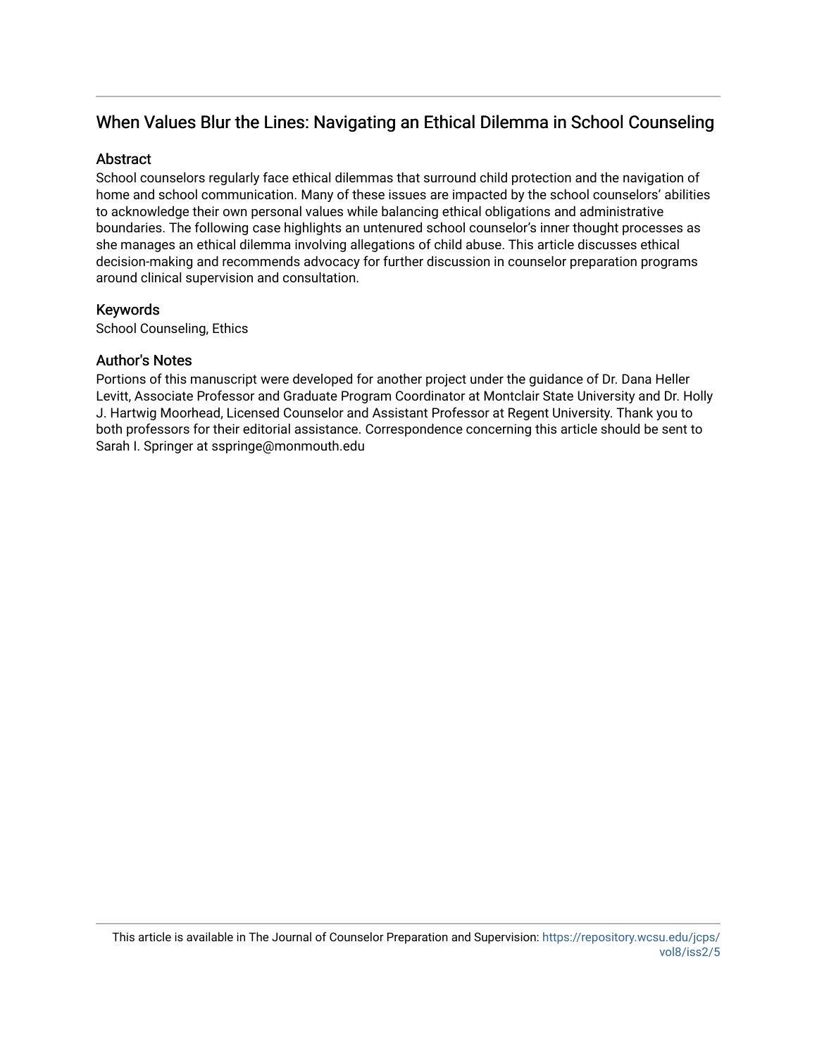## When Values Blur the Lines: Navigating an Ethical Dilemma in School Counseling

### Abstract

School counselors regularly face ethical dilemmas that surround child protection and the navigation of home and school communication. Many of these issues are impacted by the school counselors' abilities to acknowledge their own personal values while balancing ethical obligations and administrative boundaries. The following case highlights an untenured school counselor's inner thought processes as she manages an ethical dilemma involving allegations of child abuse. This article discusses ethical decision-making and recommends advocacy for further discussion in counselor preparation programs around clinical supervision and consultation.

### Keywords

School Counseling, Ethics

### Author's Notes

Portions of this manuscript were developed for another project under the guidance of Dr. Dana Heller Levitt, Associate Professor and Graduate Program Coordinator at Montclair State University and Dr. Holly J. Hartwig Moorhead, Licensed Counselor and Assistant Professor at Regent University. Thank you to both professors for their editorial assistance. Correspondence concerning this article should be sent to Sarah I. Springer at sspringe@monmouth.edu

This article is available in The Journal of Counselor Preparation and Supervision: https://repository.wcsu.edu/jcps/vol8/iss2/5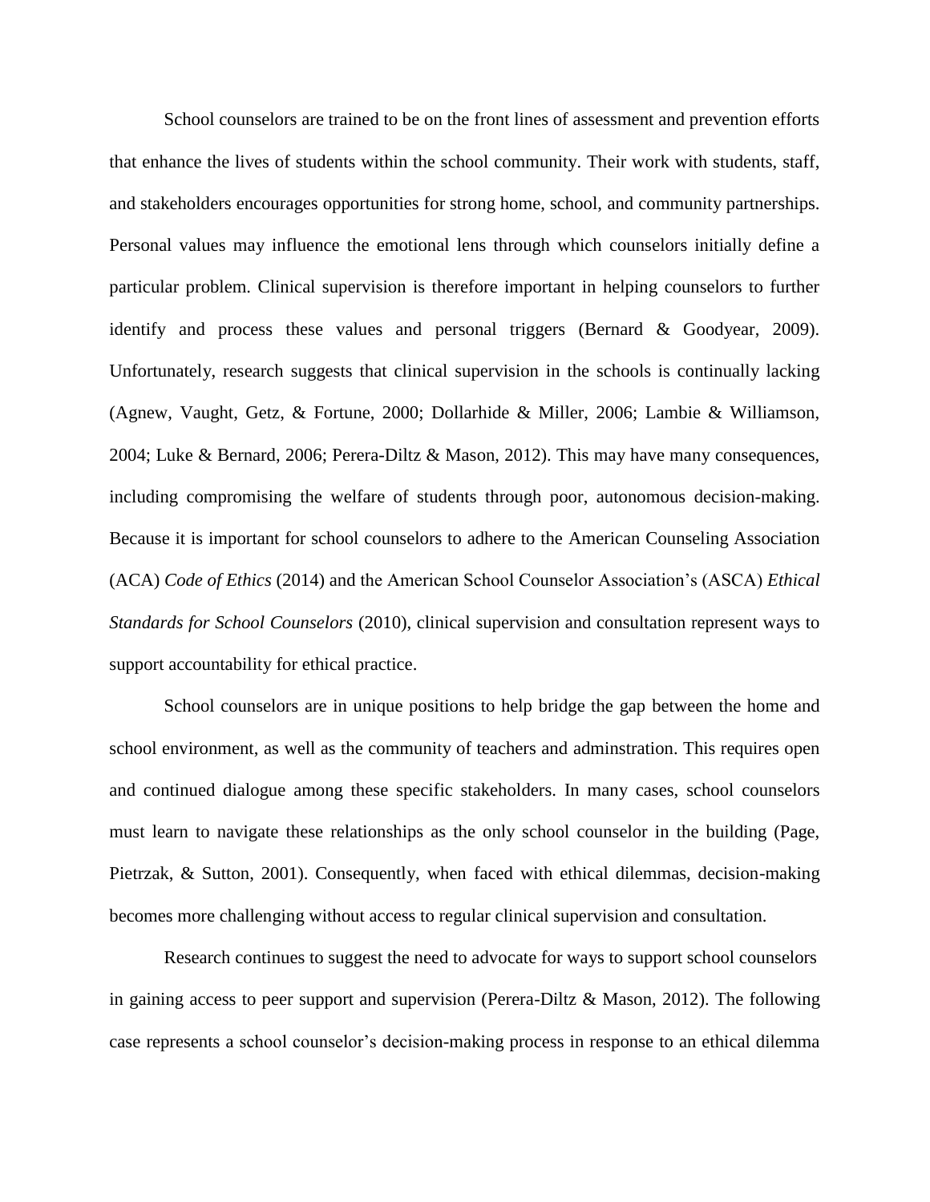School counselors are trained to be on the front lines of assessment and prevention efforts that enhance the lives of students within the school community. Their work with students, staff, and stakeholders encourages opportunities for strong home, school, and community partnerships. Personal values may influence the emotional lens through which counselors initially define a particular problem. Clinical supervision is therefore important in helping counselors to further identify and process these values and personal triggers (Bernard & Goodyear, 2009). Unfortunately, research suggests that clinical supervision in the schools is continually lacking (Agnew, Vaught, Getz, & Fortune, 2000; Dollarhide & Miller, 2006; Lambie & Williamson, 2004; Luke & Bernard, 2006; Perera-Diltz & Mason, 2012). This may have many consequences, including compromising the welfare of students through poor, autonomous decision-making. Because it is important for school counselors to adhere to the American Counseling Association (ACA) *Code of Ethics* (2014) and the American School Counselor Association's (ASCA) *Ethical Standards for School Counselors* (2010), clinical supervision and consultation represent ways to support accountability for ethical practice.

School counselors are in unique positions to help bridge the gap between the home and school environment, as well as the community of teachers and adminstration. This requires open and continued dialogue among these specific stakeholders. In many cases, school counselors must learn to navigate these relationships as the only school counselor in the building (Page, Pietrzak, & Sutton, 2001). Consequently, when faced with ethical dilemmas, decision-making becomes more challenging without access to regular clinical supervision and consultation.

Research continues to suggest the need to advocate for ways to support school counselors in gaining access to peer support and supervision (Perera-Diltz & Mason, 2012). The following case represents a school counselor's decision-making process in response to an ethical dilemma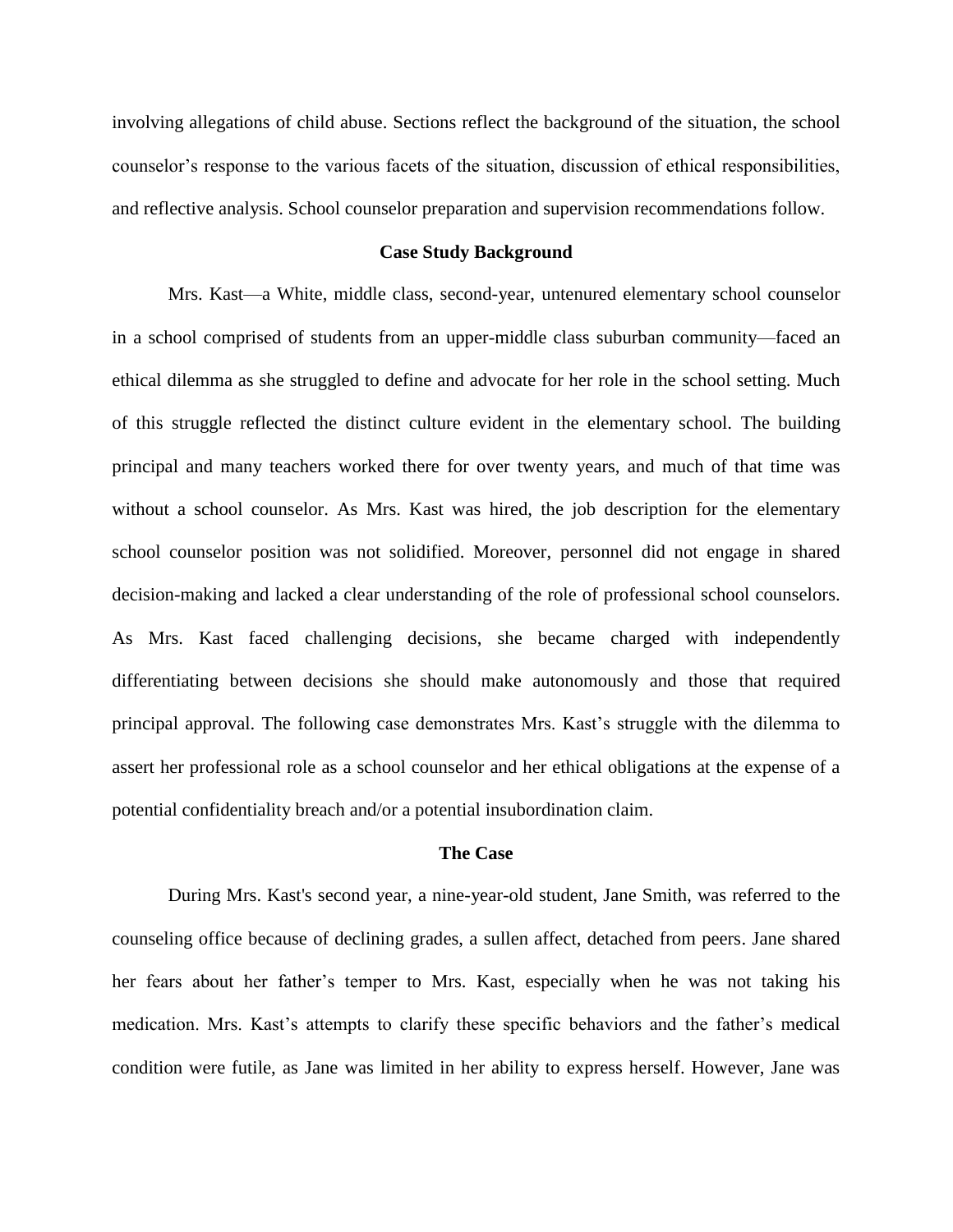involving allegations of child abuse. Sections reflect the background of the situation, the school counselor's response to the various facets of the situation, discussion of ethical responsibilities, and reflective analysis. School counselor preparation and supervision recommendations follow.

## Case Study Background

Mrs. Kast—a White, middle class, second-year, untenured elementary school counselor in a school comprised of students from an upper-middle class suburban community—faced an ethical dilemma as she struggled to define and advocate for her role in the school setting. Much of this struggle reflected the distinct culture evident in the elementary school. The building principal and many teachers worked there for over twenty years, and much of that time was without a school counselor. As Mrs. Kast was hired, the job description for the elementary school counselor position was not solidified. Moreover, personnel did not engage in shared decision-making and lacked a clear understanding of the role of professional school counselors. As Mrs. Kast faced challenging decisions, she became charged with independently differentiating between decisions she should make autonomously and those that required principal approval. The following case demonstrates Mrs. Kast's struggle with the dilemma to assert her professional role as a school counselor and her ethical obligations at the expense of a potential confidentiality breach and/or a potential insubordination claim.

## The Case

During Mrs. Kast's second year, a nine-year-old student, Jane Smith, was referred to the counseling office because of declining grades, a sullen affect, detached from peers. Jane shared her fears about her father's temper to Mrs. Kast, especially when he was not taking his medication. Mrs. Kast's attempts to clarify these specific behaviors and the father's medical condition were futile, as Jane was limited in her ability to express herself. However, Jane was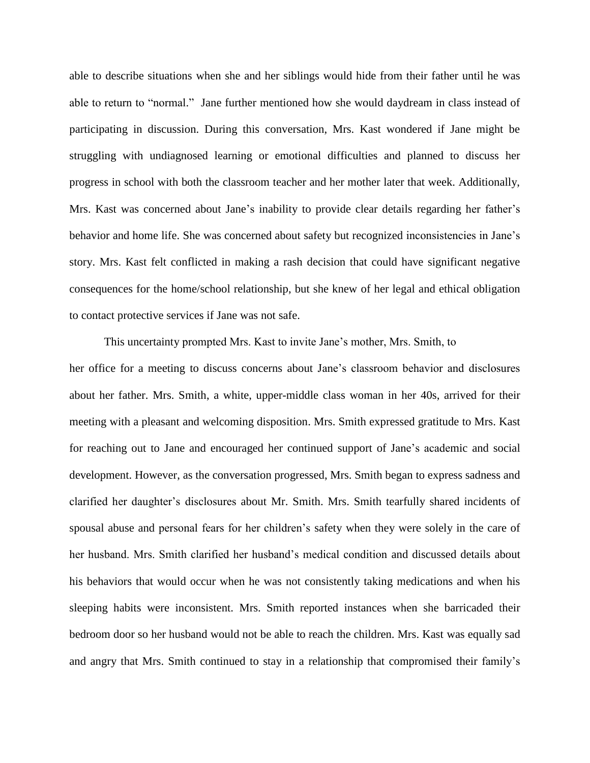able to describe situations when she and her siblings would hide from their father until he was able to return to "normal." Jane further mentioned how she would daydream in class instead of participating in discussion. During this conversation, Mrs. Kast wondered if Jane might be struggling with undiagnosed learning or emotional difficulties and planned to discuss her progress in school with both the classroom teacher and her mother later that week. Additionally, Mrs. Kast was concerned about Jane's inability to provide clear details regarding her father's behavior and home life. She was concerned about safety but recognized inconsistencies in Jane's story. Mrs. Kast felt conflicted in making a rash decision that could have significant negative consequences for the home/school relationship, but she knew of her legal and ethical obligation to contact protective services if Jane was not safe.

This uncertainty prompted Mrs. Kast to invite Jane's mother, Mrs. Smith, to her office for a meeting to discuss concerns about Jane's classroom behavior and disclosures about her father. Mrs. Smith, a white, upper-middle class woman in her 40s, arrived for their meeting with a pleasant and welcoming disposition. Mrs. Smith expressed gratitude to Mrs. Kast for reaching out to Jane and encouraged her continued support of Jane's academic and social development. However, as the conversation progressed, Mrs. Smith began to express sadness and clarified her daughter's disclosures about Mr. Smith. Mrs. Smith tearfully shared incidents of spousal abuse and personal fears for her children's safety when they were solely in the care of her husband. Mrs. Smith clarified her husband's medical condition and discussed details about his behaviors that would occur when he was not consistently taking medications and when his sleeping habits were inconsistent. Mrs. Smith reported instances when she barricaded their bedroom door so her husband would not be able to reach the children. Mrs. Kast was equally sad and angry that Mrs. Smith continued to stay in a relationship that compromised their family's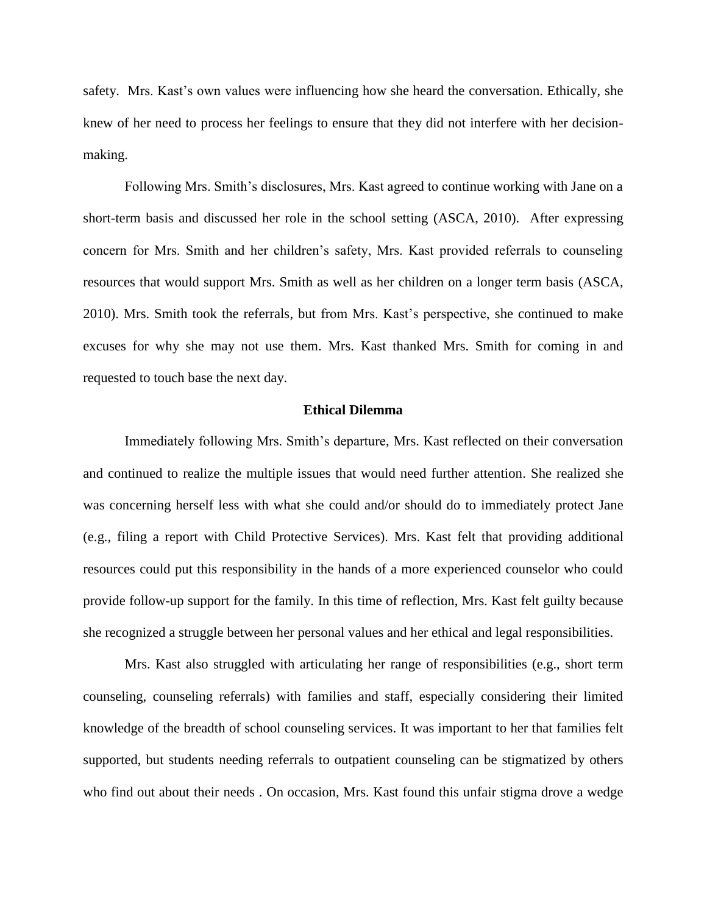safety. Mrs. Kast's own values were influencing how she heard the conversation. Ethically, she knew of her need to process her feelings to ensure that they did not interfere with her decision-making.

Following Mrs. Smith's disclosures, Mrs. Kast agreed to continue working with Jane on a short-term basis and discussed her role in the school setting (ASCA, 2010). After expressing concern for Mrs. Smith and her children's safety, Mrs. Kast provided referrals to counseling resources that would support Mrs. Smith as well as her children on a longer term basis (ASCA, 2010). Mrs. Smith took the referrals, but from Mrs. Kast's perspective, she continued to make excuses for why she may not use them. Mrs. Kast thanked Mrs. Smith for coming in and requested to touch base the next day.

## Ethical Dilemma

Immediately following Mrs. Smith's departure, Mrs. Kast reflected on their conversation and continued to realize the multiple issues that would need further attention. She realized she was concerning herself less with what she could and/or should do to immediately protect Jane (e.g., filing a report with Child Protective Services). Mrs. Kast felt that providing additional resources could put this responsibility in the hands of a more experienced counselor who could provide follow-up support for the family. In this time of reflection, Mrs. Kast felt guilty because she recognized a struggle between her personal values and her ethical and legal responsibilities.

Mrs. Kast also struggled with articulating her range of responsibilities (e.g., short term counseling, counseling referrals) with families and staff, especially considering their limited knowledge of the breadth of school counseling services. It was important to her that families felt supported, but students needing referrals to outpatient counseling can be stigmatized by others who find out about their needs . On occasion, Mrs. Kast found this unfair stigma drove a wedge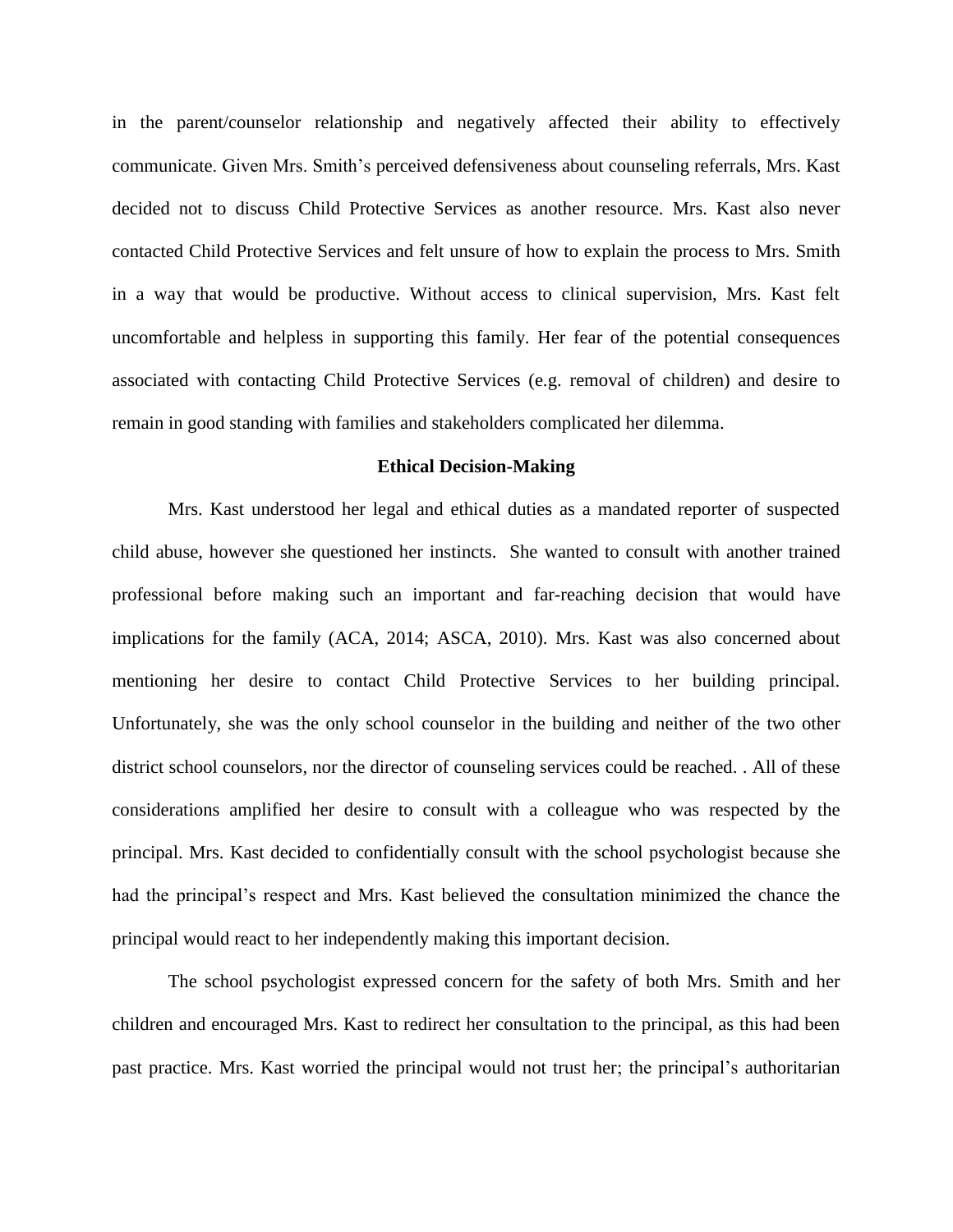in the parent/counselor relationship and negatively affected their ability to effectively communicate. Given Mrs. Smith's perceived defensiveness about counseling referrals, Mrs. Kast decided not to discuss Child Protective Services as another resource. Mrs. Kast also never contacted Child Protective Services and felt unsure of how to explain the process to Mrs. Smith in a way that would be productive. Without access to clinical supervision, Mrs. Kast felt uncomfortable and helpless in supporting this family. Her fear of the potential consequences associated with contacting Child Protective Services (e.g. removal of children) and desire to remain in good standing with families and stakeholders complicated her dilemma.

## Ethical Decision-Making

Mrs. Kast understood her legal and ethical duties as a mandated reporter of suspected child abuse, however she questioned her instincts. She wanted to consult with another trained professional before making such an important and far-reaching decision that would have implications for the family (ACA, 2014; ASCA, 2010). Mrs. Kast was also concerned about mentioning her desire to contact Child Protective Services to her building principal. Unfortunately, she was the only school counselor in the building and neither of the two other district school counselors, nor the director of counseling services could be reached. . All of these considerations amplified her desire to consult with a colleague who was respected by the principal. Mrs. Kast decided to confidentially consult with the school psychologist because she had the principal's respect and Mrs. Kast believed the consultation minimized the chance the principal would react to her independently making this important decision.

The school psychologist expressed concern for the safety of both Mrs. Smith and her children and encouraged Mrs. Kast to redirect her consultation to the principal, as this had been past practice. Mrs. Kast worried the principal would not trust her; the principal's authoritarian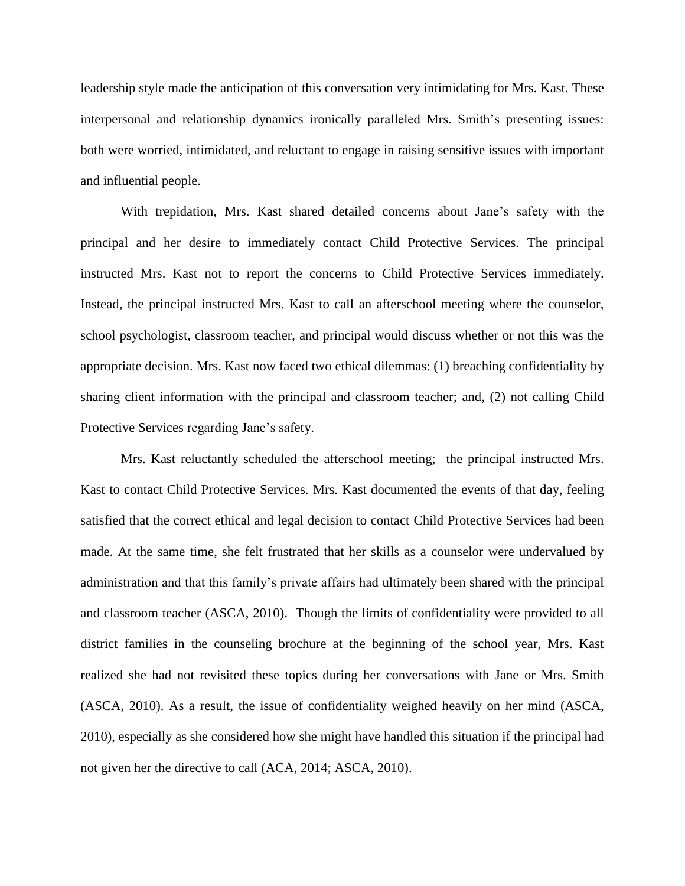leadership style made the anticipation of this conversation very intimidating for Mrs. Kast. These interpersonal and relationship dynamics ironically paralleled Mrs. Smith's presenting issues: both were worried, intimidated, and reluctant to engage in raising sensitive issues with important and influential people.

With trepidation, Mrs. Kast shared detailed concerns about Jane's safety with the principal and her desire to immediately contact Child Protective Services. The principal instructed Mrs. Kast not to report the concerns to Child Protective Services immediately. Instead, the principal instructed Mrs. Kast to call an afterschool meeting where the counselor, school psychologist, classroom teacher, and principal would discuss whether or not this was the appropriate decision. Mrs. Kast now faced two ethical dilemmas: (1) breaching confidentiality by sharing client information with the principal and classroom teacher; and, (2) not calling Child Protective Services regarding Jane's safety.

Mrs. Kast reluctantly scheduled the afterschool meeting;  the principal instructed Mrs. Kast to contact Child Protective Services. Mrs. Kast documented the events of that day, feeling satisfied that the correct ethical and legal decision to contact Child Protective Services had been made. At the same time, she felt frustrated that her skills as a counselor were undervalued by administration and that this family's private affairs had ultimately been shared with the principal and classroom teacher (ASCA, 2010).  Though the limits of confidentiality were provided to all district families in the counseling brochure at the beginning of the school year, Mrs. Kast realized she had not revisited these topics during her conversations with Jane or Mrs. Smith (ASCA, 2010). As a result, the issue of confidentiality weighed heavily on her mind (ASCA, 2010), especially as she considered how she might have handled this situation if the principal had not given her the directive to call (ACA, 2014; ASCA, 2010).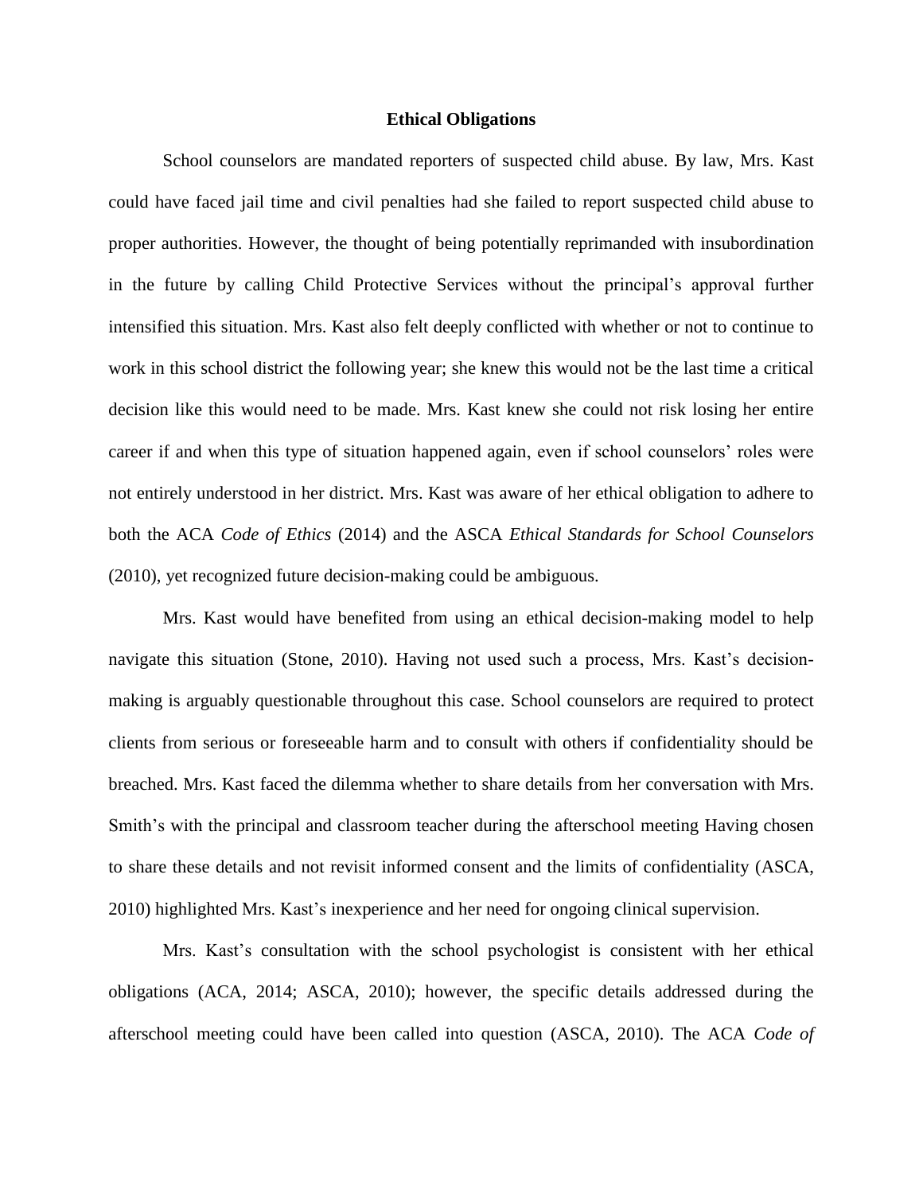## Ethical Obligations

School counselors are mandated reporters of suspected child abuse. By law, Mrs. Kast could have faced jail time and civil penalties had she failed to report suspected child abuse to proper authorities. However, the thought of being potentially reprimanded with insubordination in the future by calling Child Protective Services without the principal's approval further intensified this situation. Mrs. Kast also felt deeply conflicted with whether or not to continue to work in this school district the following year; she knew this would not be the last time a critical decision like this would need to be made. Mrs. Kast knew she could not risk losing her entire career if and when this type of situation happened again, even if school counselors' roles were not entirely understood in her district. Mrs. Kast was aware of her ethical obligation to adhere to both the ACA *Code of Ethics* (2014) and the ASCA *Ethical Standards for School Counselors* (2010), yet recognized future decision-making could be ambiguous.

Mrs. Kast would have benefited from using an ethical decision-making model to help navigate this situation (Stone, 2010). Having not used such a process, Mrs. Kast's decision-making is arguably questionable throughout this case. School counselors are required to protect clients from serious or foreseeable harm and to consult with others if confidentiality should be breached. Mrs. Kast faced the dilemma whether to share details from her conversation with Mrs. Smith's with the principal and classroom teacher during the afterschool meeting Having chosen to share these details and not revisit informed consent and the limits of confidentiality (ASCA, 2010) highlighted Mrs. Kast's inexperience and her need for ongoing clinical supervision.

Mrs. Kast's consultation with the school psychologist is consistent with her ethical obligations (ACA, 2014; ASCA, 2010); however, the specific details addressed during the afterschool meeting could have been called into question (ASCA, 2010). The ACA *Code of*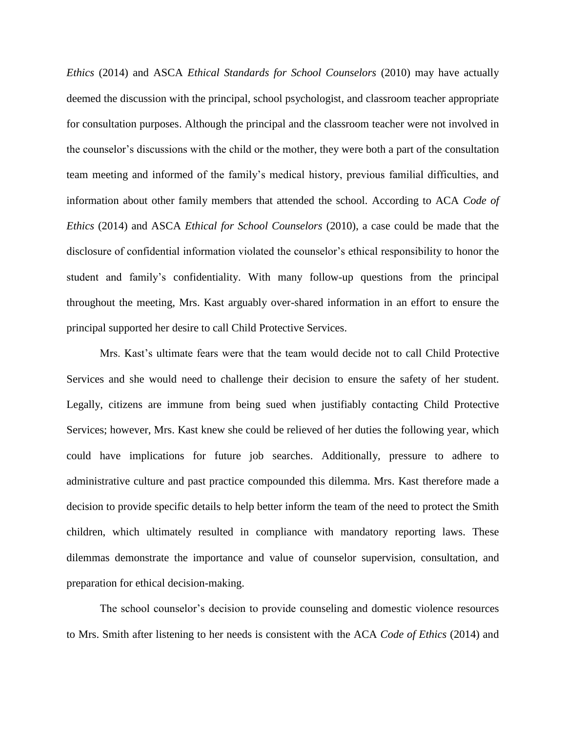*Ethics* (2014) and ASCA *Ethical Standards for School Counselors* (2010) may have actually deemed the discussion with the principal, school psychologist, and classroom teacher appropriate for consultation purposes. Although the principal and the classroom teacher were not involved in the counselor's discussions with the child or the mother, they were both a part of the consultation team meeting and informed of the family's medical history, previous familial difficulties, and information about other family members that attended the school. According to ACA *Code of Ethics* (2014) and ASCA *Ethical for School Counselors* (2010), a case could be made that the disclosure of confidential information violated the counselor's ethical responsibility to honor the student and family's confidentiality. With many follow-up questions from the principal throughout the meeting, Mrs. Kast arguably over-shared information in an effort to ensure the principal supported her desire to call Child Protective Services.

Mrs. Kast's ultimate fears were that the team would decide not to call Child Protective Services and she would need to challenge their decision to ensure the safety of her student. Legally, citizens are immune from being sued when justifiably contacting Child Protective Services; however, Mrs. Kast knew she could be relieved of her duties the following year, which could have implications for future job searches. Additionally, pressure to adhere to administrative culture and past practice compounded this dilemma. Mrs. Kast therefore made a decision to provide specific details to help better inform the team of the need to protect the Smith children, which ultimately resulted in compliance with mandatory reporting laws. These dilemmas demonstrate the importance and value of counselor supervision, consultation, and preparation for ethical decision-making.

The school counselor's decision to provide counseling and domestic violence resources to Mrs. Smith after listening to her needs is consistent with the ACA *Code of Ethics* (2014) and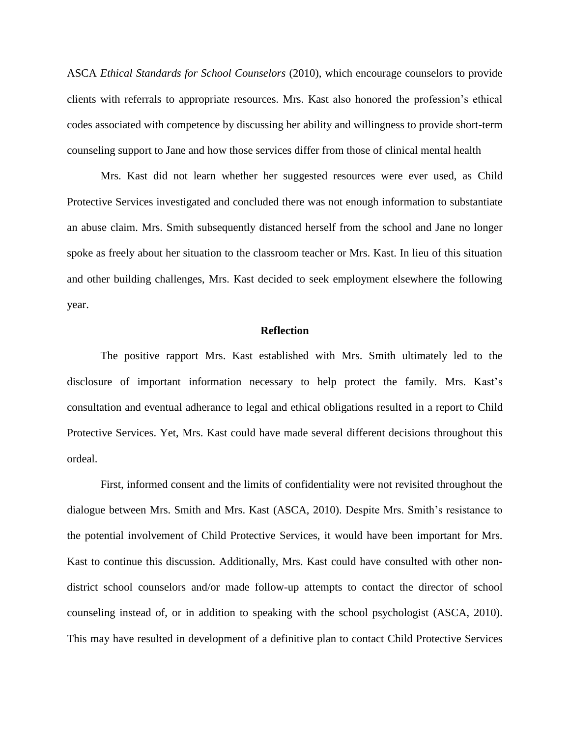ASCA *Ethical Standards for School Counselors* (2010), which encourage counselors to provide clients with referrals to appropriate resources. Mrs. Kast also honored the profession's ethical codes associated with competence by discussing her ability and willingness to provide short-term counseling support to Jane and how those services differ from those of clinical mental health

Mrs. Kast did not learn whether her suggested resources were ever used, as Child Protective Services investigated and concluded there was not enough information to substantiate an abuse claim. Mrs. Smith subsequently distanced herself from the school and Jane no longer spoke as freely about her situation to the classroom teacher or Mrs. Kast. In lieu of this situation and other building challenges, Mrs. Kast decided to seek employment elsewhere the following year.

## Reflection

The positive rapport Mrs. Kast established with Mrs. Smith ultimately led to the disclosure of important information necessary to help protect the family. Mrs. Kast's consultation and eventual adherance to legal and ethical obligations resulted in a report to Child Protective Services. Yet, Mrs. Kast could have made several different decisions throughout this ordeal.

First, informed consent and the limits of confidentiality were not revisited throughout the dialogue between Mrs. Smith and Mrs. Kast (ASCA, 2010). Despite Mrs. Smith's resistance to the potential involvement of Child Protective Services, it would have been important for Mrs. Kast to continue this discussion. Additionally, Mrs. Kast could have consulted with other non-district school counselors and/or made follow-up attempts to contact the director of school counseling instead of, or in addition to speaking with the school psychologist (ASCA, 2010). This may have resulted in development of a definitive plan to contact Child Protective Services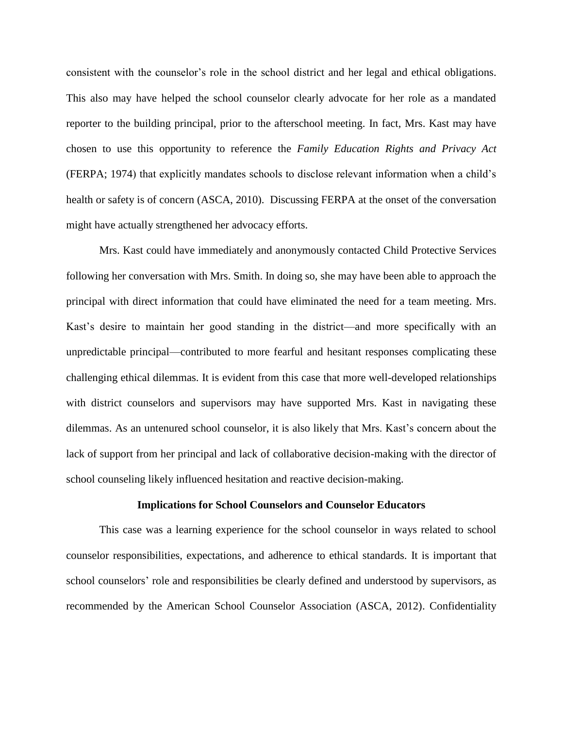consistent with the counselor's role in the school district and her legal and ethical obligations. This also may have helped the school counselor clearly advocate for her role as a mandated reporter to the building principal, prior to the afterschool meeting. In fact, Mrs. Kast may have chosen to use this opportunity to reference the *Family Education Rights and Privacy Act* (FERPA; 1974) that explicitly mandates schools to disclose relevant information when a child's health or safety is of concern (ASCA, 2010). Discussing FERPA at the onset of the conversation might have actually strengthened her advocacy efforts.

Mrs. Kast could have immediately and anonymously contacted Child Protective Services following her conversation with Mrs. Smith. In doing so, she may have been able to approach the principal with direct information that could have eliminated the need for a team meeting. Mrs. Kast's desire to maintain her good standing in the district—and more specifically with an unpredictable principal—contributed to more fearful and hesitant responses complicating these challenging ethical dilemmas. It is evident from this case that more well-developed relationships with district counselors and supervisors may have supported Mrs. Kast in navigating these dilemmas. As an untenured school counselor, it is also likely that Mrs. Kast's concern about the lack of support from her principal and lack of collaborative decision-making with the director of school counseling likely influenced hesitation and reactive decision-making.

## Implications for School Counselors and Counselor Educators

This case was a learning experience for the school counselor in ways related to school counselor responsibilities, expectations, and adherence to ethical standards. It is important that school counselors' role and responsibilities be clearly defined and understood by supervisors, as recommended by the American School Counselor Association (ASCA, 2012). Confidentiality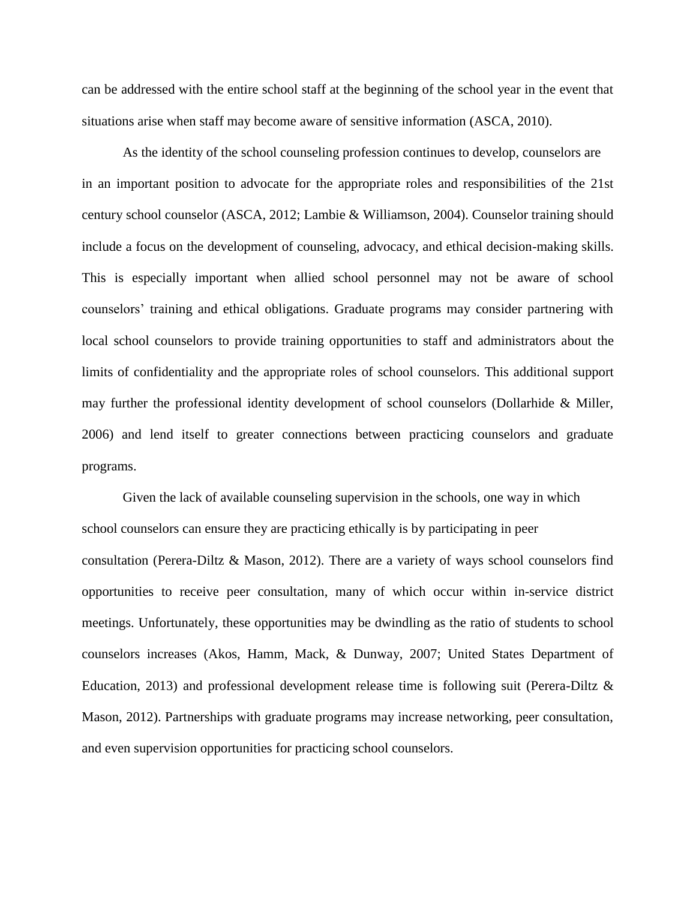can be addressed with the entire school staff at the beginning of the school year in the event that situations arise when staff may become aware of sensitive information (ASCA, 2010).

As the identity of the school counseling profession continues to develop, counselors are in an important position to advocate for the appropriate roles and responsibilities of the 21st century school counselor (ASCA, 2012; Lambie & Williamson, 2004). Counselor training should include a focus on the development of counseling, advocacy, and ethical decision-making skills. This is especially important when allied school personnel may not be aware of school counselors' training and ethical obligations. Graduate programs may consider partnering with local school counselors to provide training opportunities to staff and administrators about the limits of confidentiality and the appropriate roles of school counselors. This additional support may further the professional identity development of school counselors (Dollarhide & Miller, 2006) and lend itself to greater connections between practicing counselors and graduate programs.

Given the lack of available counseling supervision in the schools, one way in which school counselors can ensure they are practicing ethically is by participating in peer consultation (Perera-Diltz & Mason, 2012). There are a variety of ways school counselors find opportunities to receive peer consultation, many of which occur within in-service district meetings. Unfortunately, these opportunities may be dwindling as the ratio of students to school counselors increases (Akos, Hamm, Mack, & Dunway, 2007; United States Department of Education, 2013) and professional development release time is following suit (Perera-Diltz & Mason, 2012). Partnerships with graduate programs may increase networking, peer consultation, and even supervision opportunities for practicing school counselors.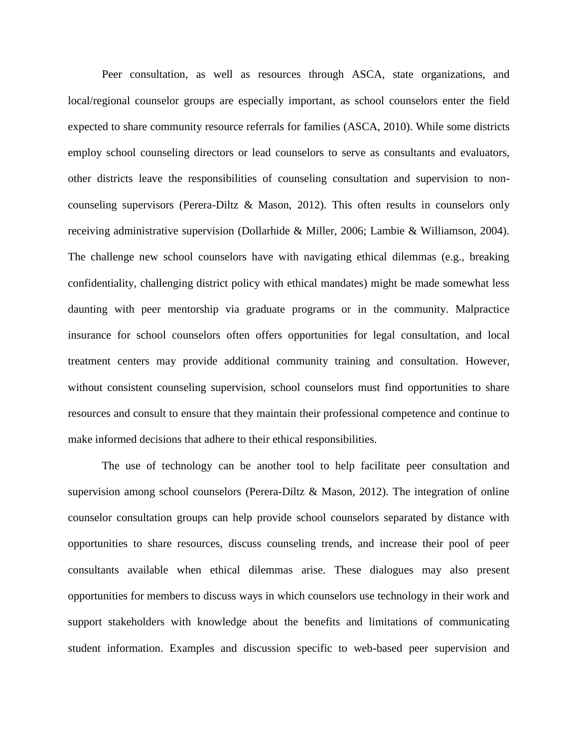Peer consultation, as well as resources through ASCA, state organizations, and local/regional counselor groups are especially important, as school counselors enter the field expected to share community resource referrals for families (ASCA, 2010). While some districts employ school counseling directors or lead counselors to serve as consultants and evaluators, other districts leave the responsibilities of counseling consultation and supervision to non-counseling supervisors (Perera-Diltz & Mason, 2012). This often results in counselors only receiving administrative supervision (Dollarhide & Miller, 2006; Lambie & Williamson, 2004). The challenge new school counselors have with navigating ethical dilemmas (e.g., breaking confidentiality, challenging district policy with ethical mandates) might be made somewhat less daunting with peer mentorship via graduate programs or in the community. Malpractice insurance for school counselors often offers opportunities for legal consultation, and local treatment centers may provide additional community training and consultation. However, without consistent counseling supervision, school counselors must find opportunities to share resources and consult to ensure that they maintain their professional competence and continue to make informed decisions that adhere to their ethical responsibilities.

The use of technology can be another tool to help facilitate peer consultation and supervision among school counselors (Perera-Diltz & Mason, 2012). The integration of online counselor consultation groups can help provide school counselors separated by distance with opportunities to share resources, discuss counseling trends, and increase their pool of peer consultants available when ethical dilemmas arise. These dialogues may also present opportunities for members to discuss ways in which counselors use technology in their work and support stakeholders with knowledge about the benefits and limitations of communicating student information. Examples and discussion specific to web-based peer supervision and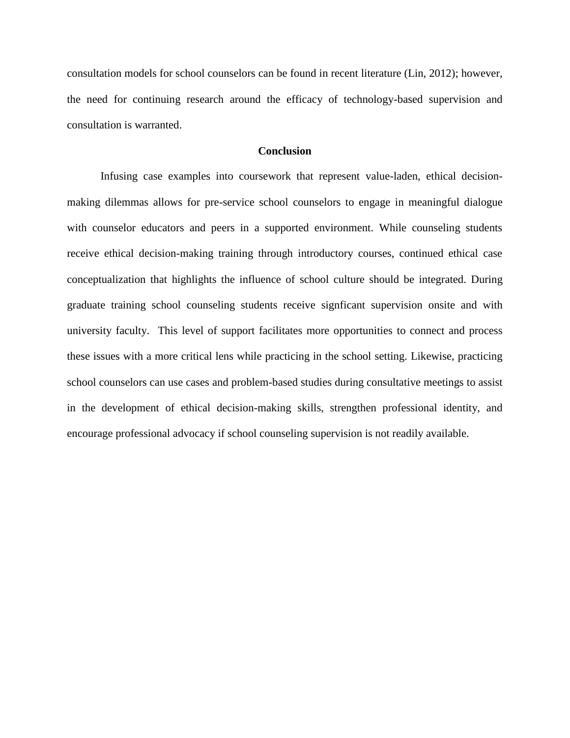consultation models for school counselors can be found in recent literature (Lin, 2012); however, the need for continuing research around the efficacy of technology-based supervision and consultation is warranted.

## Conclusion

Infusing case examples into coursework that represent value-laden, ethical decision-making dilemmas allows for pre-service school counselors to engage in meaningful dialogue with counselor educators and peers in a supported environment. While counseling students receive ethical decision-making training through introductory courses, continued ethical case conceptualization that highlights the influence of school culture should be integrated. During graduate training school counseling students receive signficant supervision onsite and with university faculty. This level of support facilitates more opportunities to connect and process these issues with a more critical lens while practicing in the school setting. Likewise, practicing school counselors can use cases and problem-based studies during consultative meetings to assist in the development of ethical decision-making skills, strengthen professional identity, and encourage professional advocacy if school counseling supervision is not readily available.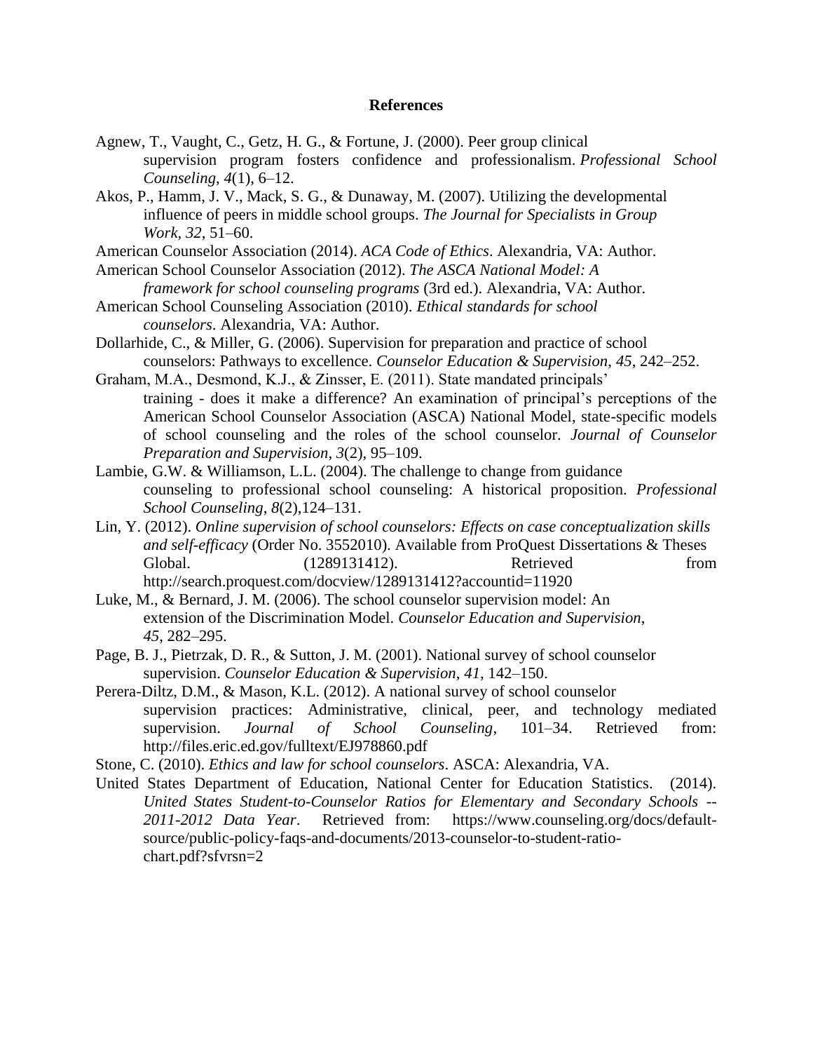**References**

Agnew, T., Vaught, C., Getz, H. G., & Fortune, J. (2000). Peer group clinical supervision program fosters confidence and professionalism. *Professional School Counseling*, *4*(1), 6–12.

Akos, P., Hamm, J. V., Mack, S. G., & Dunaway, M. (2007). Utilizing the developmental influence of peers in middle school groups. *The Journal for Specialists in Group Work*, *32*, 51–60.

American Counselor Association (2014). *ACA Code of Ethics*. Alexandria, VA: Author.

American School Counselor Association (2012). *The ASCA National Model: A framework for school counseling programs* (3rd ed.). Alexandria, VA: Author.

American School Counseling Association (2010). *Ethical standards for school counselors*. Alexandria, VA: Author.

Dollarhide, C., & Miller, G. (2006). Supervision for preparation and practice of school counselors: Pathways to excellence. *Counselor Education & Supervision*, *45*, 242–252.

Graham, M.A., Desmond, K.J., & Zinsser, E. (2011). State mandated principals' training - does it make a difference? An examination of principal's perceptions of the American School Counselor Association (ASCA) National Model, state-specific models of school counseling and the roles of the school counselor. *Journal of Counselor Preparation and Supervision*, *3*(2), 95–109.

Lambie, G.W. & Williamson, L.L. (2004). The challenge to change from guidance counseling to professional school counseling: A historical proposition. *Professional School Counseling*, *8*(2),124–131.

Lin, Y. (2012). *Online supervision of school counselors: Effects on case conceptualization skills and self-efficacy* (Order No. 3552010). Available from ProQuest Dissertations & Theses Global. (1289131412). Retrieved from http://search.proquest.com/docview/1289131412?accountid=11920

Luke, M., & Bernard, J. M. (2006). The school counselor supervision model: An extension of the Discrimination Model. *Counselor Education and Supervision*, *45*, 282–295.

Page, B. J., Pietrzak, D. R., & Sutton, J. M. (2001). National survey of school counselor supervision. *Counselor Education & Supervision*, *41*, 142–150.

Perera-Diltz, D.M., & Mason, K.L. (2012). A national survey of school counselor supervision practices: Administrative, clinical, peer, and technology mediated supervision. *Journal of School Counseling*, 101–34. Retrieved from: http://files.eric.ed.gov/fulltext/EJ978860.pdf

Stone, C. (2010). *Ethics and law for school counselors*. ASCA: Alexandria, VA.

United States Department of Education, National Center for Education Statistics. (2014). *United States Student-to-Counselor Ratios for Elementary and Secondary Schools -- 2011-2012 Data Year*. Retrieved from: https://www.counseling.org/docs/default-source/public-policy-faqs-and-documents/2013-counselor-to-student-ratio-chart.pdf?sfvrsn=2